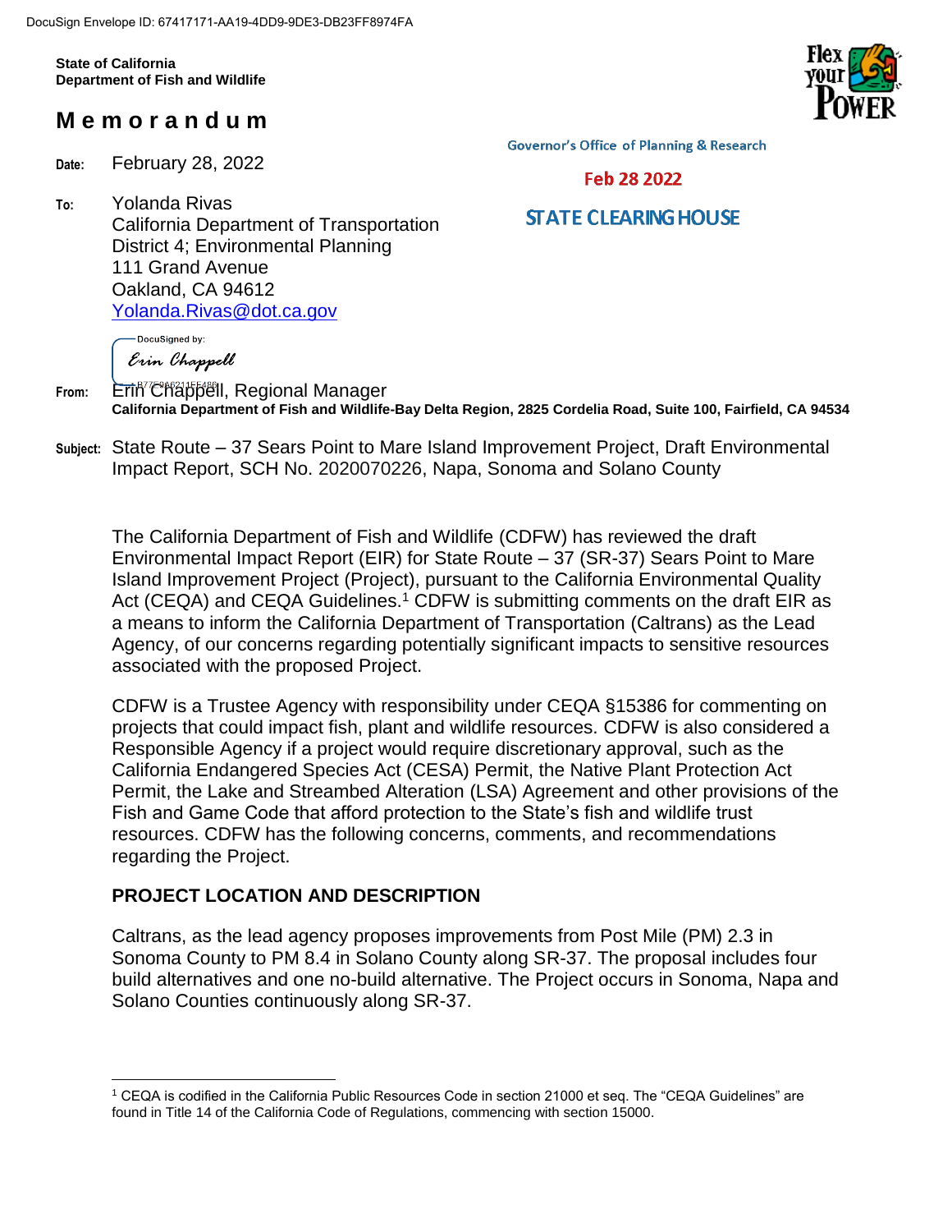DocuSign Envelope ID: 67417171-AA19-4DD9-9DE3-DB23FF8974FA

**State of California**
**Department of Fish and Wildlife**

# Memorandum

Governor's Office of Planning & Research

Feb 28 2022

STATE CLEARING HOUSE

**Date:** February 28, 2022

**To:** Yolanda Rivas
California Department of Transportation
District 4; Environmental Planning
111 Grand Avenue
Oakland, CA 94612
Yolanda.Rivas@dot.ca.gov

DocuSigned by:
Erin Chappell

**From:** Erin Chappell, Regional Manager
**California Department of Fish and Wildlife-Bay Delta Region, 2825 Cordelia Road, Suite 100, Fairfield, CA 94534**

**Subject:** State Route – 37 Sears Point to Mare Island Improvement Project, Draft Environmental Impact Report, SCH No. 2020070226, Napa, Sonoma and Solano County

The California Department of Fish and Wildlife (CDFW) has reviewed the draft Environmental Impact Report (EIR) for State Route – 37 (SR-37) Sears Point to Mare Island Improvement Project (Project), pursuant to the California Environmental Quality Act (CEQA) and CEQA Guidelines.[1] CDFW is submitting comments on the draft EIR as a means to inform the California Department of Transportation (Caltrans) as the Lead Agency, of our concerns regarding potentially significant impacts to sensitive resources associated with the proposed Project.

CDFW is a Trustee Agency with responsibility under CEQA §15386 for commenting on projects that could impact fish, plant and wildlife resources. CDFW is also considered a Responsible Agency if a project would require discretionary approval, such as the California Endangered Species Act (CESA) Permit, the Native Plant Protection Act Permit, the Lake and Streambed Alteration (LSA) Agreement and other provisions of the Fish and Game Code that afford protection to the State's fish and wildlife trust resources. CDFW has the following concerns, comments, and recommendations regarding the Project.

## PROJECT LOCATION AND DESCRIPTION

Caltrans, as the lead agency proposes improvements from Post Mile (PM) 2.3 in Sonoma County to PM 8.4 in Solano County along SR-37. The proposal includes four build alternatives and one no-build alternative. The Project occurs in Sonoma, Napa and Solano Counties continuously along SR-37.

[1] CEQA is codified in the California Public Resources Code in section 21000 et seq. The "CEQA Guidelines" are found in Title 14 of the California Code of Regulations, commencing with section 15000.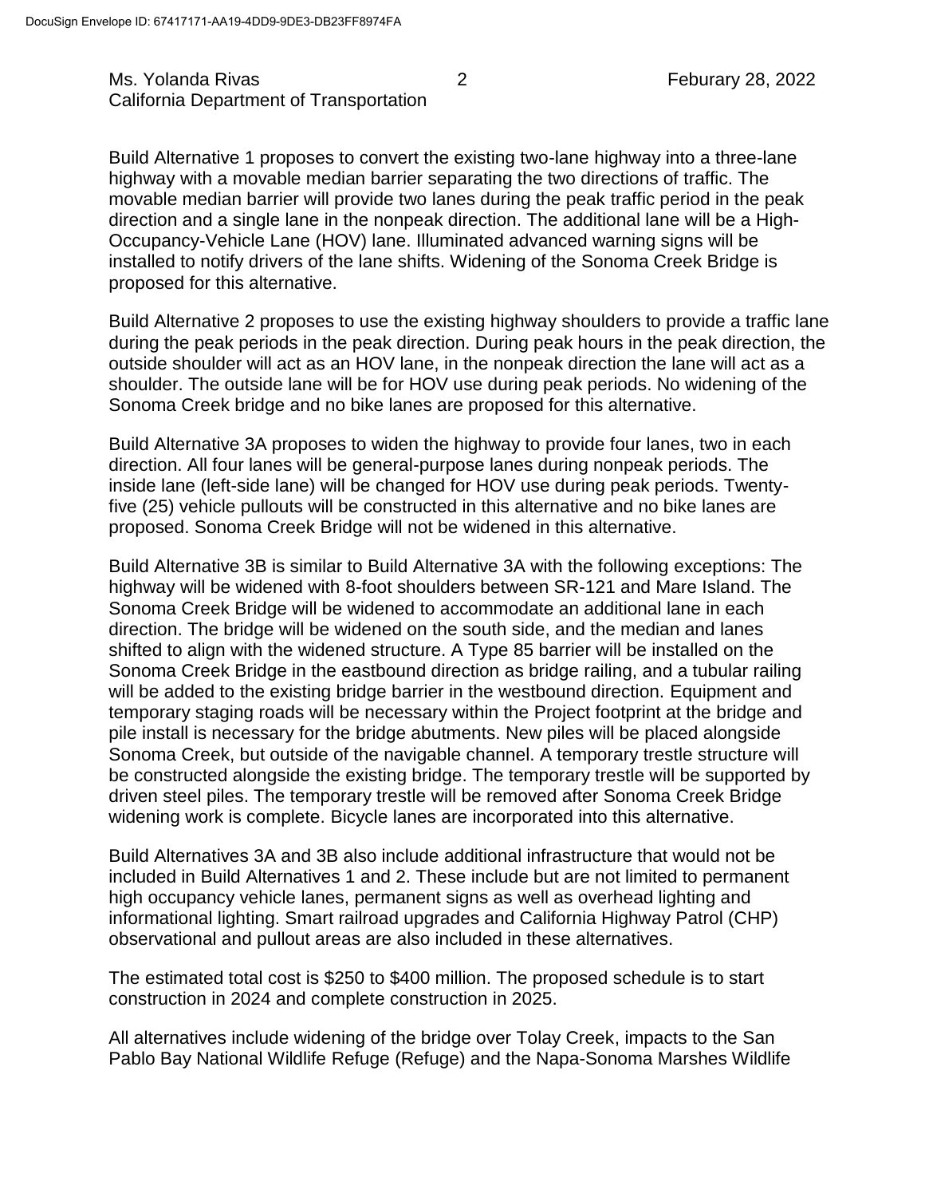Build Alternative 1 proposes to convert the existing two-lane highway into a three-lane highway with a movable median barrier separating the two directions of traffic. The movable median barrier will provide two lanes during the peak traffic period in the peak direction and a single lane in the nonpeak direction. The additional lane will be a High-Occupancy-Vehicle Lane (HOV) lane. Illuminated advanced warning signs will be installed to notify drivers of the lane shifts. Widening of the Sonoma Creek Bridge is proposed for this alternative.

Build Alternative 2 proposes to use the existing highway shoulders to provide a traffic lane during the peak periods in the peak direction. During peak hours in the peak direction, the outside shoulder will act as an HOV lane, in the nonpeak direction the lane will act as a shoulder. The outside lane will be for HOV use during peak periods. No widening of the Sonoma Creek bridge and no bike lanes are proposed for this alternative.

Build Alternative 3A proposes to widen the highway to provide four lanes, two in each direction. All four lanes will be general-purpose lanes during nonpeak periods. The inside lane (left-side lane) will be changed for HOV use during peak periods. Twenty-five (25) vehicle pullouts will be constructed in this alternative and no bike lanes are proposed. Sonoma Creek Bridge will not be widened in this alternative.

Build Alternative 3B is similar to Build Alternative 3A with the following exceptions: The highway will be widened with 8-foot shoulders between SR-121 and Mare Island. The Sonoma Creek Bridge will be widened to accommodate an additional lane in each direction. The bridge will be widened on the south side, and the median and lanes shifted to align with the widened structure. A Type 85 barrier will be installed on the Sonoma Creek Bridge in the eastbound direction as bridge railing, and a tubular railing will be added to the existing bridge barrier in the westbound direction. Equipment and temporary staging roads will be necessary within the Project footprint at the bridge and pile install is necessary for the bridge abutments. New piles will be placed alongside Sonoma Creek, but outside of the navigable channel. A temporary trestle structure will be constructed alongside the existing bridge. The temporary trestle will be supported by driven steel piles. The temporary trestle will be removed after Sonoma Creek Bridge widening work is complete. Bicycle lanes are incorporated into this alternative.

Build Alternatives 3A and 3B also include additional infrastructure that would not be included in Build Alternatives 1 and 2. These include but are not limited to permanent high occupancy vehicle lanes, permanent signs as well as overhead lighting and informational lighting. Smart railroad upgrades and California Highway Patrol (CHP) observational and pullout areas are also included in these alternatives.

The estimated total cost is $250 to $400 million. The proposed schedule is to start construction in 2024 and complete construction in 2025.

All alternatives include widening of the bridge over Tolay Creek, impacts to the San Pablo Bay National Wildlife Refuge (Refuge) and the Napa-Sonoma Marshes Wildlife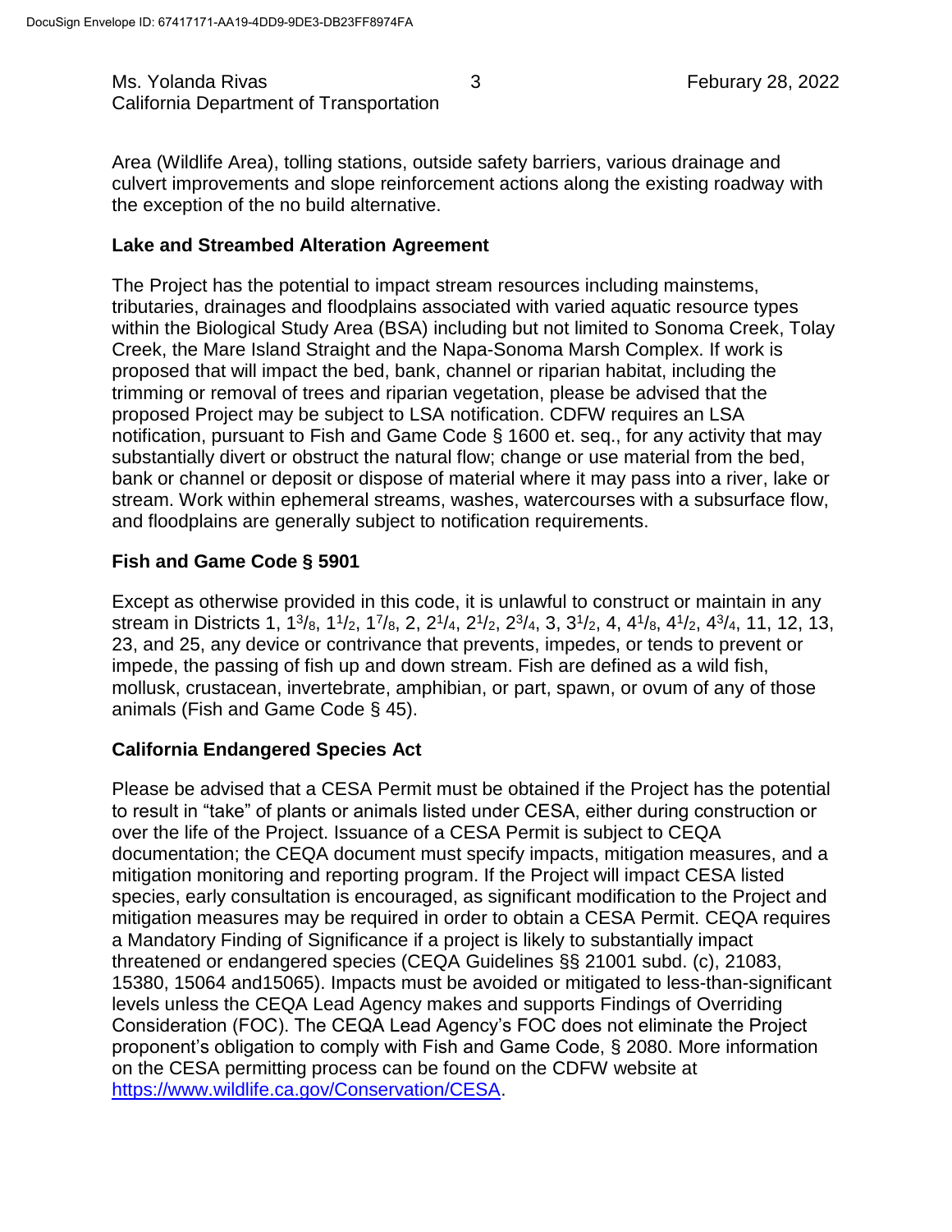Area (Wildlife Area), tolling stations, outside safety barriers, various drainage and culvert improvements and slope reinforcement actions along the existing roadway with the exception of the no build alternative.

**Lake and Streambed Alteration Agreement**

The Project has the potential to impact stream resources including mainstems, tributaries, drainages and floodplains associated with varied aquatic resource types within the Biological Study Area (BSA) including but not limited to Sonoma Creek, Tolay Creek, the Mare Island Straight and the Napa-Sonoma Marsh Complex. If work is proposed that will impact the bed, bank, channel or riparian habitat, including the trimming or removal of trees and riparian vegetation, please be advised that the proposed Project may be subject to LSA notification. CDFW requires an LSA notification, pursuant to Fish and Game Code § 1600 et. seq., for any activity that may substantially divert or obstruct the natural flow; change or use material from the bed, bank or channel or deposit or dispose of material where it may pass into a river, lake or stream. Work within ephemeral streams, washes, watercourses with a subsurface flow, and floodplains are generally subject to notification requirements.

**Fish and Game Code § 5901**

Except as otherwise provided in this code, it is unlawful to construct or maintain in any stream in Districts 1, 1 3/8, 1 1/2, 1 7/8, 2, 2 1/4, 2 1/2, 2 3/4, 3, 3 1/2, 4, 4 1/8, 4 1/2, 4 3/4, 11, 12, 13, 23, and 25, any device or contrivance that prevents, impedes, or tends to prevent or impede, the passing of fish up and down stream. Fish are defined as a wild fish, mollusk, crustacean, invertebrate, amphibian, or part, spawn, or ovum of any of those animals (Fish and Game Code § 45).

**California Endangered Species Act**

Please be advised that a CESA Permit must be obtained if the Project has the potential to result in "take" of plants or animals listed under CESA, either during construction or over the life of the Project. Issuance of a CESA Permit is subject to CEQA documentation; the CEQA document must specify impacts, mitigation measures, and a mitigation monitoring and reporting program. If the Project will impact CESA listed species, early consultation is encouraged, as significant modification to the Project and mitigation measures may be required in order to obtain a CESA Permit. CEQA requires a Mandatory Finding of Significance if a project is likely to substantially impact threatened or endangered species (CEQA Guidelines §§ 21001 subd. (c), 21083, 15380, 15064 and15065). Impacts must be avoided or mitigated to less-than-significant levels unless the CEQA Lead Agency makes and supports Findings of Overriding Consideration (FOC). The CEQA Lead Agency's FOC does not eliminate the Project proponent's obligation to comply with Fish and Game Code, § 2080. More information on the CESA permitting process can be found on the CDFW website at https://www.wildlife.ca.gov/Conservation/CESA.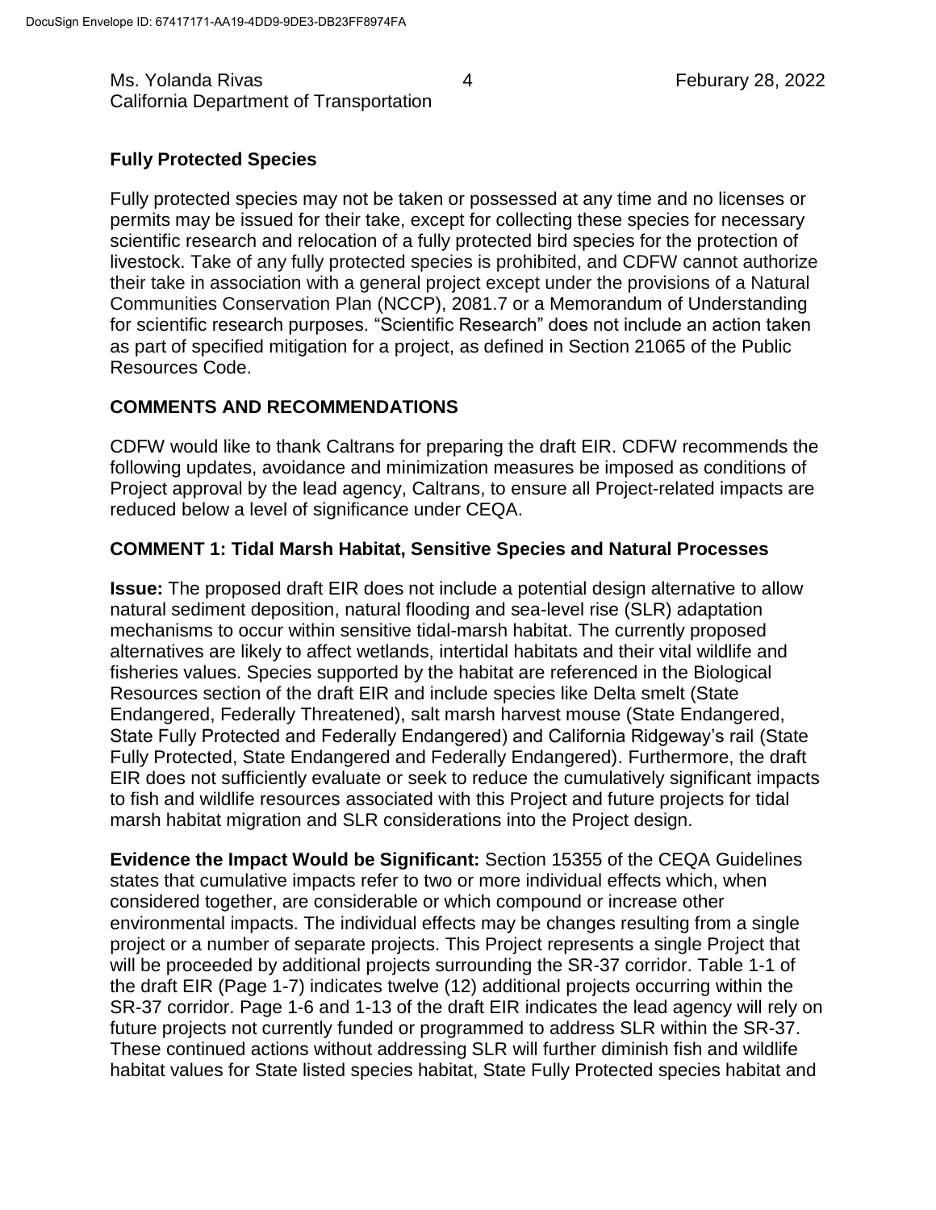## Fully Protected Species

Fully protected species may not be taken or possessed at any time and no licenses or permits may be issued for their take, except for collecting these species for necessary scientific research and relocation of a fully protected bird species for the protection of livestock. Take of any fully protected species is prohibited, and CDFW cannot authorize their take in association with a general project except under the provisions of a Natural Communities Conservation Plan (NCCP), 2081.7 or a Memorandum of Understanding for scientific research purposes. "Scientific Research" does not include an action taken as part of specified mitigation for a project, as defined in Section 21065 of the Public Resources Code.

## COMMENTS AND RECOMMENDATIONS

CDFW would like to thank Caltrans for preparing the draft EIR. CDFW recommends the following updates, avoidance and minimization measures be imposed as conditions of Project approval by the lead agency, Caltrans, to ensure all Project-related impacts are reduced below a level of significance under CEQA.

### COMMENT 1: Tidal Marsh Habitat, Sensitive Species and Natural Processes

**Issue:** The proposed draft EIR does not include a potential design alternative to allow natural sediment deposition, natural flooding and sea-level rise (SLR) adaptation mechanisms to occur within sensitive tidal-marsh habitat. The currently proposed alternatives are likely to affect wetlands, intertidal habitats and their vital wildlife and fisheries values. Species supported by the habitat are referenced in the Biological Resources section of the draft EIR and include species like Delta smelt (State Endangered, Federally Threatened), salt marsh harvest mouse (State Endangered, State Fully Protected and Federally Endangered) and California Ridgeway's rail (State Fully Protected, State Endangered and Federally Endangered). Furthermore, the draft EIR does not sufficiently evaluate or seek to reduce the cumulatively significant impacts to fish and wildlife resources associated with this Project and future projects for tidal marsh habitat migration and SLR considerations into the Project design.

**Evidence the Impact Would be Significant:** Section 15355 of the CEQA Guidelines states that cumulative impacts refer to two or more individual effects which, when considered together, are considerable or which compound or increase other environmental impacts. The individual effects may be changes resulting from a single project or a number of separate projects. This Project represents a single Project that will be proceeded by additional projects surrounding the SR-37 corridor. Table 1-1 of the draft EIR (Page 1-7) indicates twelve (12) additional projects occurring within the SR-37 corridor. Page 1-6 and 1-13 of the draft EIR indicates the lead agency will rely on future projects not currently funded or programmed to address SLR within the SR-37. These continued actions without addressing SLR will further diminish fish and wildlife habitat values for State listed species habitat, State Fully Protected species habitat and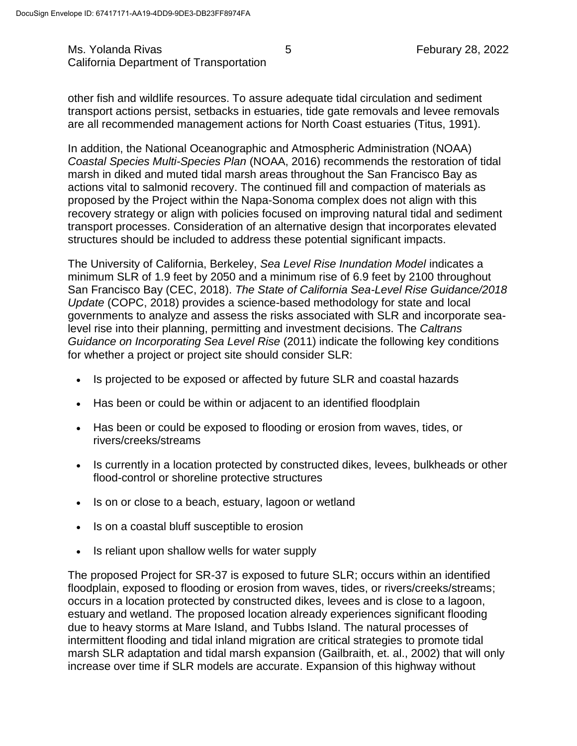other fish and wildlife resources. To assure adequate tidal circulation and sediment transport actions persist, setbacks in estuaries, tide gate removals and levee removals are all recommended management actions for North Coast estuaries (Titus, 1991).

In addition, the National Oceanographic and Atmospheric Administration (NOAA) *Coastal Species Multi-Species Plan* (NOAA, 2016) recommends the restoration of tidal marsh in diked and muted tidal marsh areas throughout the San Francisco Bay as actions vital to salmonid recovery. The continued fill and compaction of materials as proposed by the Project within the Napa-Sonoma complex does not align with this recovery strategy or align with policies focused on improving natural tidal and sediment transport processes. Consideration of an alternative design that incorporates elevated structures should be included to address these potential significant impacts.

The University of California, Berkeley, *Sea Level Rise Inundation Model* indicates a minimum SLR of 1.9 feet by 2050 and a minimum rise of 6.9 feet by 2100 throughout San Francisco Bay (CEC, 2018). *The State of California Sea-Level Rise Guidance/2018 Update* (COPC, 2018) provides a science-based methodology for state and local governments to analyze and assess the risks associated with SLR and incorporate sea-level rise into their planning, permitting and investment decisions. The *Caltrans Guidance on Incorporating Sea Level Rise* (2011) indicate the following key conditions for whether a project or project site should consider SLR:

- Is projected to be exposed or affected by future SLR and coastal hazards
- Has been or could be within or adjacent to an identified floodplain
- Has been or could be exposed to flooding or erosion from waves, tides, or rivers/creeks/streams
- Is currently in a location protected by constructed dikes, levees, bulkheads or other flood-control or shoreline protective structures
- Is on or close to a beach, estuary, lagoon or wetland
- Is on a coastal bluff susceptible to erosion
- Is reliant upon shallow wells for water supply

The proposed Project for SR-37 is exposed to future SLR; occurs within an identified floodplain, exposed to flooding or erosion from waves, tides, or rivers/creeks/streams; occurs in a location protected by constructed dikes, levees and is close to a lagoon, estuary and wetland. The proposed location already experiences significant flooding due to heavy storms at Mare Island, and Tubbs Island. The natural processes of intermittent flooding and tidal inland migration are critical strategies to promote tidal marsh SLR adaptation and tidal marsh expansion (Gailbraith, et. al., 2002) that will only increase over time if SLR models are accurate. Expansion of this highway without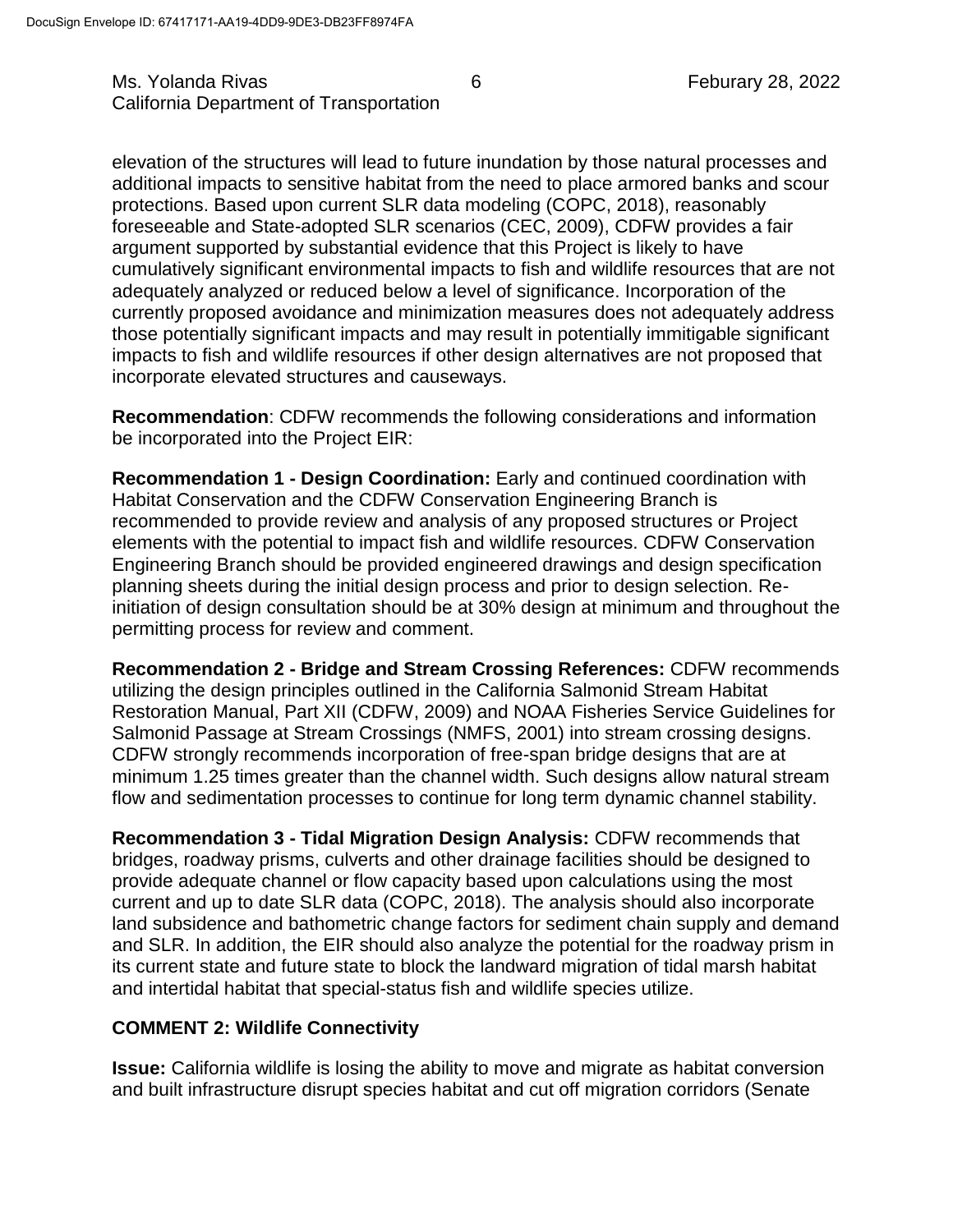elevation of the structures will lead to future inundation by those natural processes and additional impacts to sensitive habitat from the need to place armored banks and scour protections. Based upon current SLR data modeling (COPC, 2018), reasonably foreseeable and State-adopted SLR scenarios (CEC, 2009), CDFW provides a fair argument supported by substantial evidence that this Project is likely to have cumulatively significant environmental impacts to fish and wildlife resources that are not adequately analyzed or reduced below a level of significance. Incorporation of the currently proposed avoidance and minimization measures does not adequately address those potentially significant impacts and may result in potentially immitigable significant impacts to fish and wildlife resources if other design alternatives are not proposed that incorporate elevated structures and causeways.

**Recommendation**: CDFW recommends the following considerations and information be incorporated into the Project EIR:

**Recommendation 1 - Design Coordination:** Early and continued coordination with Habitat Conservation and the CDFW Conservation Engineering Branch is recommended to provide review and analysis of any proposed structures or Project elements with the potential to impact fish and wildlife resources. CDFW Conservation Engineering Branch should be provided engineered drawings and design specification planning sheets during the initial design process and prior to design selection. Re-initiation of design consultation should be at 30% design at minimum and throughout the permitting process for review and comment.

**Recommendation 2 - Bridge and Stream Crossing References:** CDFW recommends utilizing the design principles outlined in the California Salmonid Stream Habitat Restoration Manual, Part XII (CDFW, 2009) and NOAA Fisheries Service Guidelines for Salmonid Passage at Stream Crossings (NMFS, 2001) into stream crossing designs. CDFW strongly recommends incorporation of free-span bridge designs that are at minimum 1.25 times greater than the channel width. Such designs allow natural stream flow and sedimentation processes to continue for long term dynamic channel stability.

**Recommendation 3 - Tidal Migration Design Analysis:** CDFW recommends that bridges, roadway prisms, culverts and other drainage facilities should be designed to provide adequate channel or flow capacity based upon calculations using the most current and up to date SLR data (COPC, 2018). The analysis should also incorporate land subsidence and bathometric change factors for sediment chain supply and demand and SLR. In addition, the EIR should also analyze the potential for the roadway prism in its current state and future state to block the landward migration of tidal marsh habitat and intertidal habitat that special-status fish and wildlife species utilize.

**COMMENT 2: Wildlife Connectivity**

**Issue:** California wildlife is losing the ability to move and migrate as habitat conversion and built infrastructure disrupt species habitat and cut off migration corridors (Senate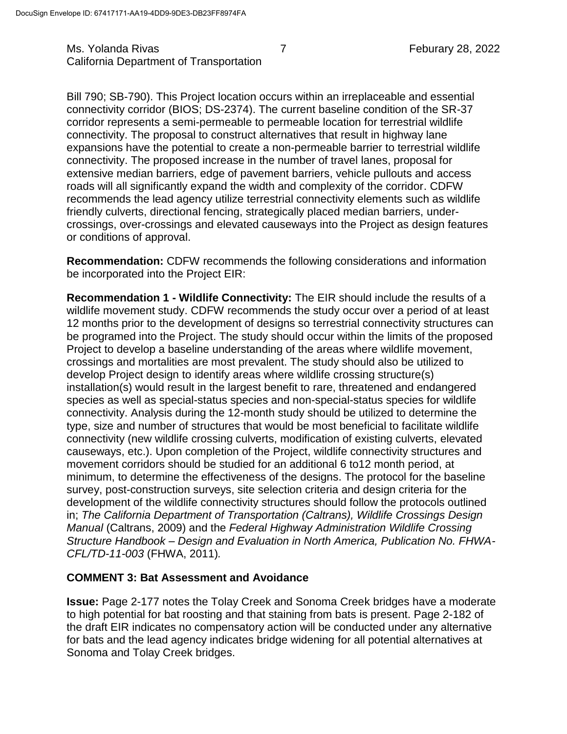Bill 790; SB-790). This Project location occurs within an irreplaceable and essential connectivity corridor (BIOS; DS-2374). The current baseline condition of the SR-37 corridor represents a semi-permeable to permeable location for terrestrial wildlife connectivity. The proposal to construct alternatives that result in highway lane expansions have the potential to create a non-permeable barrier to terrestrial wildlife connectivity. The proposed increase in the number of travel lanes, proposal for extensive median barriers, edge of pavement barriers, vehicle pullouts and access roads will all significantly expand the width and complexity of the corridor. CDFW recommends the lead agency utilize terrestrial connectivity elements such as wildlife friendly culverts, directional fencing, strategically placed median barriers, under-crossings, over-crossings and elevated causeways into the Project as design features or conditions of approval.

**Recommendation:** CDFW recommends the following considerations and information be incorporated into the Project EIR:

**Recommendation 1 - Wildlife Connectivity:** The EIR should include the results of a wildlife movement study. CDFW recommends the study occur over a period of at least 12 months prior to the development of designs so terrestrial connectivity structures can be programed into the Project. The study should occur within the limits of the proposed Project to develop a baseline understanding of the areas where wildlife movement, crossings and mortalities are most prevalent. The study should also be utilized to develop Project design to identify areas where wildlife crossing structure(s) installation(s) would result in the largest benefit to rare, threatened and endangered species as well as special-status species and non-special-status species for wildlife connectivity. Analysis during the 12-month study should be utilized to determine the type, size and number of structures that would be most beneficial to facilitate wildlife connectivity (new wildlife crossing culverts, modification of existing culverts, elevated causeways, etc.). Upon completion of the Project, wildlife connectivity structures and movement corridors should be studied for an additional 6 to12 month period, at minimum, to determine the effectiveness of the designs. The protocol for the baseline survey, post-construction surveys, site selection criteria and design criteria for the development of the wildlife connectivity structures should follow the protocols outlined in; *The California Department of Transportation (Caltrans), Wildlife Crossings Design Manual* (Caltrans, 2009) and the *Federal Highway Administration Wildlife Crossing Structure Handbook – Design and Evaluation in North America, Publication No. FHWA-CFL/TD-11-003* (FHWA, 2011)*.*

### COMMENT 3: Bat Assessment and Avoidance

**Issue:** Page 2-177 notes the Tolay Creek and Sonoma Creek bridges have a moderate to high potential for bat roosting and that staining from bats is present. Page 2-182 of the draft EIR indicates no compensatory action will be conducted under any alternative for bats and the lead agency indicates bridge widening for all potential alternatives at Sonoma and Tolay Creek bridges.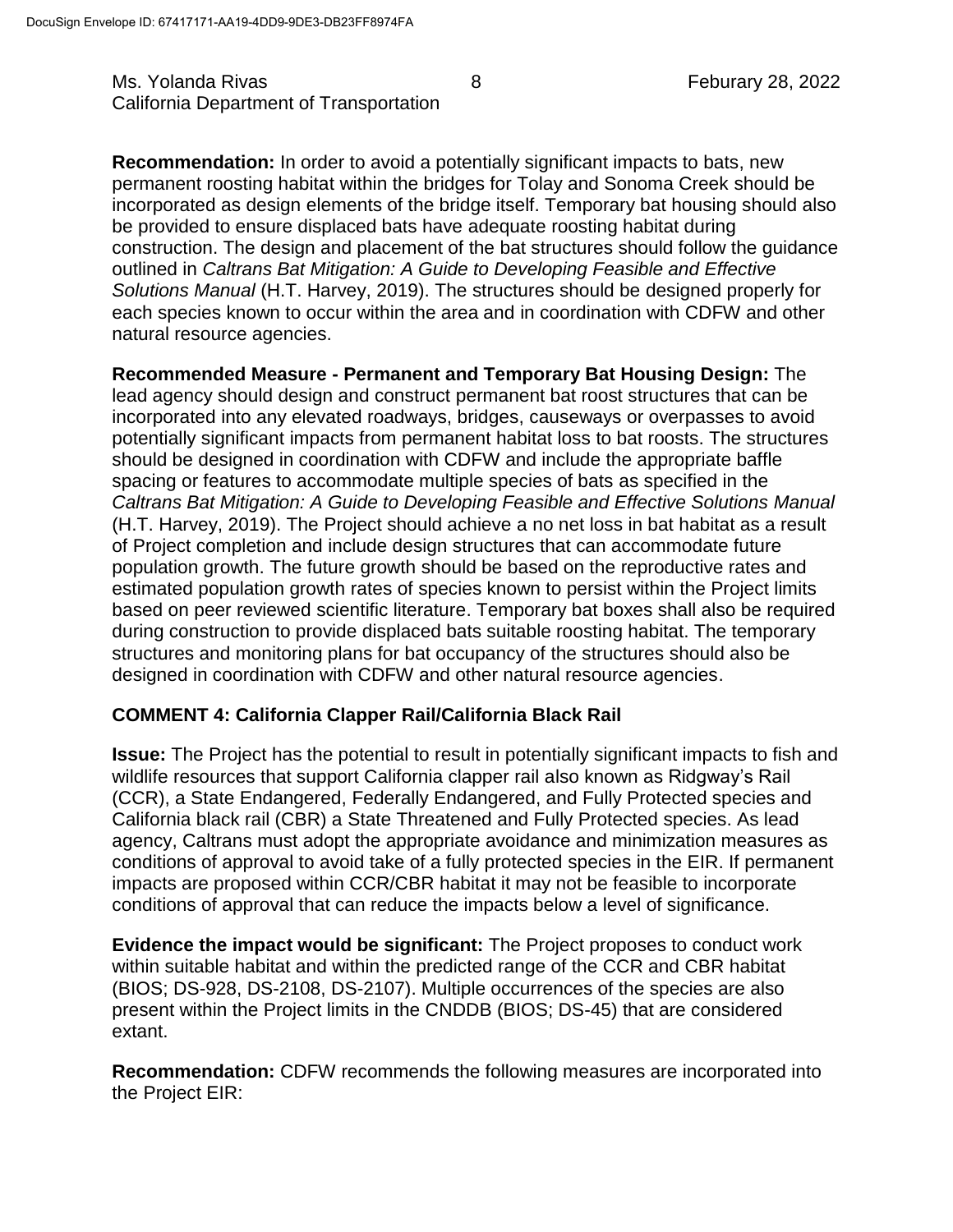**Recommendation:** In order to avoid a potentially significant impacts to bats, new permanent roosting habitat within the bridges for Tolay and Sonoma Creek should be incorporated as design elements of the bridge itself. Temporary bat housing should also be provided to ensure displaced bats have adequate roosting habitat during construction. The design and placement of the bat structures should follow the guidance outlined in *Caltrans Bat Mitigation: A Guide to Developing Feasible and Effective Solutions Manual* (H.T. Harvey, 2019). The structures should be designed properly for each species known to occur within the area and in coordination with CDFW and other natural resource agencies.

**Recommended Measure - Permanent and Temporary Bat Housing Design:** The lead agency should design and construct permanent bat roost structures that can be incorporated into any elevated roadways, bridges, causeways or overpasses to avoid potentially significant impacts from permanent habitat loss to bat roosts. The structures should be designed in coordination with CDFW and include the appropriate baffle spacing or features to accommodate multiple species of bats as specified in the *Caltrans Bat Mitigation: A Guide to Developing Feasible and Effective Solutions Manual* (H.T. Harvey, 2019). The Project should achieve a no net loss in bat habitat as a result of Project completion and include design structures that can accommodate future population growth. The future growth should be based on the reproductive rates and estimated population growth rates of species known to persist within the Project limits based on peer reviewed scientific literature. Temporary bat boxes shall also be required during construction to provide displaced bats suitable roosting habitat. The temporary structures and monitoring plans for bat occupancy of the structures should also be designed in coordination with CDFW and other natural resource agencies.

### COMMENT 4: California Clapper Rail/California Black Rail

**Issue:** The Project has the potential to result in potentially significant impacts to fish and wildlife resources that support California clapper rail also known as Ridgway's Rail (CCR), a State Endangered, Federally Endangered, and Fully Protected species and California black rail (CBR) a State Threatened and Fully Protected species. As lead agency, Caltrans must adopt the appropriate avoidance and minimization measures as conditions of approval to avoid take of a fully protected species in the EIR. If permanent impacts are proposed within CCR/CBR habitat it may not be feasible to incorporate conditions of approval that can reduce the impacts below a level of significance.

**Evidence the impact would be significant:** The Project proposes to conduct work within suitable habitat and within the predicted range of the CCR and CBR habitat (BIOS; DS-928, DS-2108, DS-2107). Multiple occurrences of the species are also present within the Project limits in the CNDDB (BIOS; DS-45) that are considered extant.

**Recommendation:** CDFW recommends the following measures are incorporated into the Project EIR: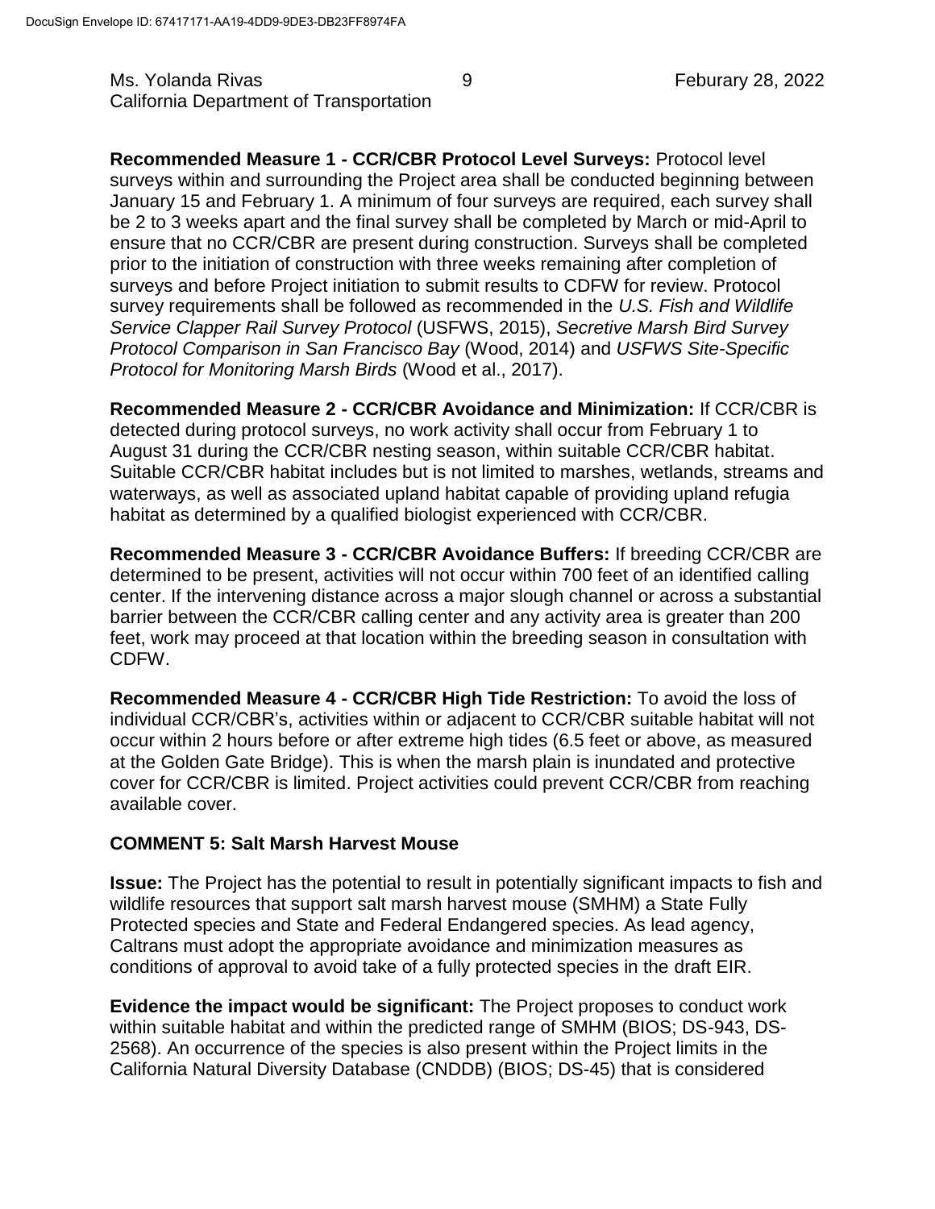**Recommended Measure 1 - CCR/CBR Protocol Level Surveys:** Protocol level surveys within and surrounding the Project area shall be conducted beginning between January 15 and February 1. A minimum of four surveys are required, each survey shall be 2 to 3 weeks apart and the final survey shall be completed by March or mid-April to ensure that no CCR/CBR are present during construction. Surveys shall be completed prior to the initiation of construction with three weeks remaining after completion of surveys and before Project initiation to submit results to CDFW for review. Protocol survey requirements shall be followed as recommended in the *U.S. Fish and Wildlife Service Clapper Rail Survey Protocol* (USFWS, 2015), *Secretive Marsh Bird Survey Protocol Comparison in San Francisco Bay* (Wood, 2014) and *USFWS Site-Specific Protocol for Monitoring Marsh Birds* (Wood et al., 2017).

**Recommended Measure 2 - CCR/CBR Avoidance and Minimization:** If CCR/CBR is detected during protocol surveys, no work activity shall occur from February 1 to August 31 during the CCR/CBR nesting season, within suitable CCR/CBR habitat. Suitable CCR/CBR habitat includes but is not limited to marshes, wetlands, streams and waterways, as well as associated upland habitat capable of providing upland refugia habitat as determined by a qualified biologist experienced with CCR/CBR.

**Recommended Measure 3 - CCR/CBR Avoidance Buffers:** If breeding CCR/CBR are determined to be present, activities will not occur within 700 feet of an identified calling center. If the intervening distance across a major slough channel or across a substantial barrier between the CCR/CBR calling center and any activity area is greater than 200 feet, work may proceed at that location within the breeding season in consultation with CDFW.

**Recommended Measure 4 - CCR/CBR High Tide Restriction:** To avoid the loss of individual CCR/CBR's, activities within or adjacent to CCR/CBR suitable habitat will not occur within 2 hours before or after extreme high tides (6.5 feet or above, as measured at the Golden Gate Bridge). This is when the marsh plain is inundated and protective cover for CCR/CBR is limited. Project activities could prevent CCR/CBR from reaching available cover.

**COMMENT 5: Salt Marsh Harvest Mouse**

**Issue:** The Project has the potential to result in potentially significant impacts to fish and wildlife resources that support salt marsh harvest mouse (SMHM) a State Fully Protected species and State and Federal Endangered species. As lead agency, Caltrans must adopt the appropriate avoidance and minimization measures as conditions of approval to avoid take of a fully protected species in the draft EIR.

**Evidence the impact would be significant:** The Project proposes to conduct work within suitable habitat and within the predicted range of SMHM (BIOS; DS-943, DS-2568). An occurrence of the species is also present within the Project limits in the California Natural Diversity Database (CNDDB) (BIOS; DS-45) that is considered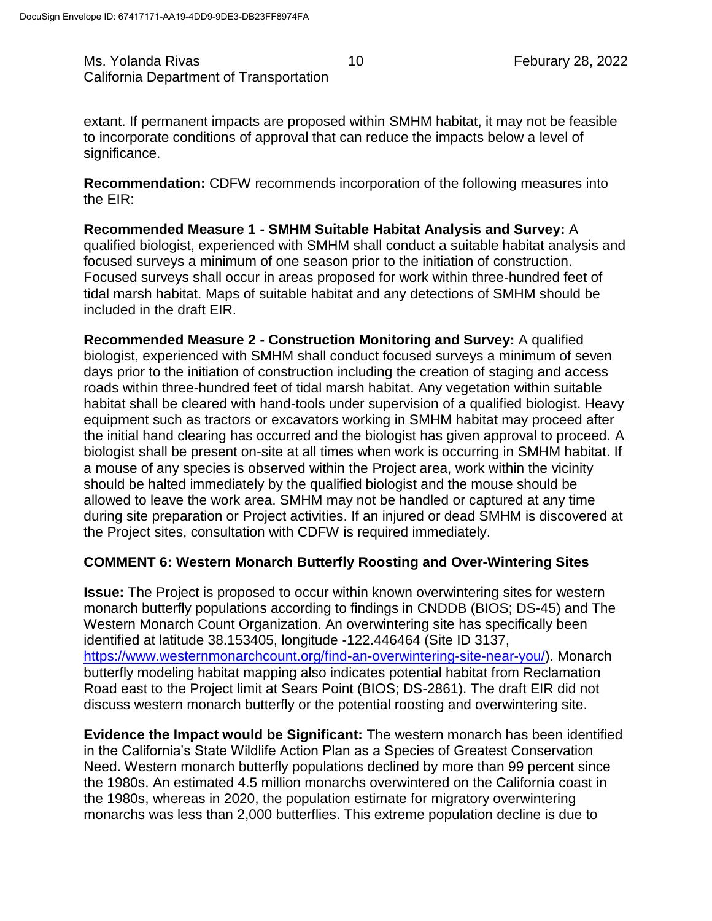extant. If permanent impacts are proposed within SMHM habitat, it may not be feasible to incorporate conditions of approval that can reduce the impacts below a level of significance.

**Recommendation:** CDFW recommends incorporation of the following measures into the EIR:

**Recommended Measure 1 - SMHM Suitable Habitat Analysis and Survey:** A qualified biologist, experienced with SMHM shall conduct a suitable habitat analysis and focused surveys a minimum of one season prior to the initiation of construction. Focused surveys shall occur in areas proposed for work within three-hundred feet of tidal marsh habitat. Maps of suitable habitat and any detections of SMHM should be included in the draft EIR.

**Recommended Measure 2 - Construction Monitoring and Survey:** A qualified biologist, experienced with SMHM shall conduct focused surveys a minimum of seven days prior to the initiation of construction including the creation of staging and access roads within three-hundred feet of tidal marsh habitat. Any vegetation within suitable habitat shall be cleared with hand-tools under supervision of a qualified biologist. Heavy equipment such as tractors or excavators working in SMHM habitat may proceed after the initial hand clearing has occurred and the biologist has given approval to proceed. A biologist shall be present on-site at all times when work is occurring in SMHM habitat. If a mouse of any species is observed within the Project area, work within the vicinity should be halted immediately by the qualified biologist and the mouse should be allowed to leave the work area. SMHM may not be handled or captured at any time during site preparation or Project activities. If an injured or dead SMHM is discovered at the Project sites, consultation with CDFW is required immediately.

## COMMENT 6: Western Monarch Butterfly Roosting and Over-Wintering Sites

**Issue:** The Project is proposed to occur within known overwintering sites for western monarch butterfly populations according to findings in CNDDB (BIOS; DS-45) and The Western Monarch Count Organization. An overwintering site has specifically been identified at latitude 38.153405, longitude -122.446464 (Site ID 3137, https://www.westernmonarchcount.org/find-an-overwintering-site-near-you/). Monarch butterfly modeling habitat mapping also indicates potential habitat from Reclamation Road east to the Project limit at Sears Point (BIOS; DS-2861). The draft EIR did not discuss western monarch butterfly or the potential roosting and overwintering site.

**Evidence the Impact would be Significant:** The western monarch has been identified in the California's State Wildlife Action Plan as a Species of Greatest Conservation Need. Western monarch butterfly populations declined by more than 99 percent since the 1980s. An estimated 4.5 million monarchs overwintered on the California coast in the 1980s, whereas in 2020, the population estimate for migratory overwintering monarchs was less than 2,000 butterflies. This extreme population decline is due to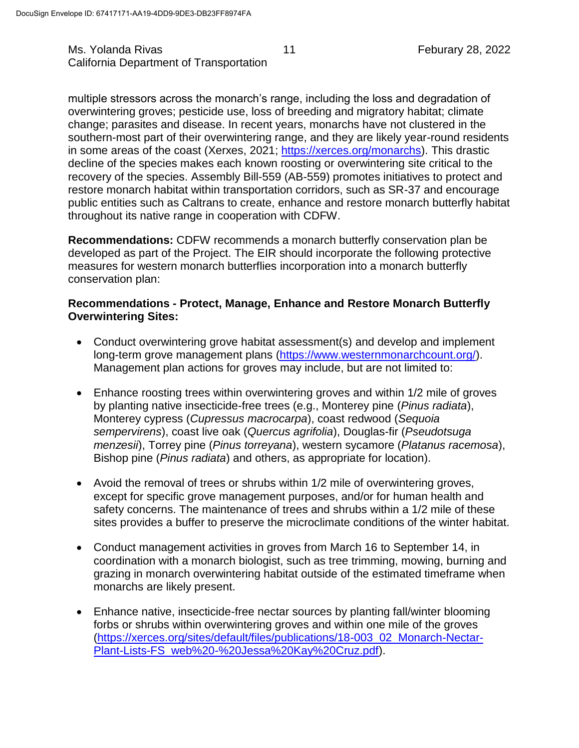multiple stressors across the monarch's range, including the loss and degradation of overwintering groves; pesticide use, loss of breeding and migratory habitat; climate change; parasites and disease. In recent years, monarchs have not clustered in the southern-most part of their overwintering range, and they are likely year-round residents in some areas of the coast (Xerxes, 2021; https://xerces.org/monarchs). This drastic decline of the species makes each known roosting or overwintering site critical to the recovery of the species. Assembly Bill-559 (AB-559) promotes initiatives to protect and restore monarch habitat within transportation corridors, such as SR-37 and encourage public entities such as Caltrans to create, enhance and restore monarch butterfly habitat throughout its native range in cooperation with CDFW.

**Recommendations:** CDFW recommends a monarch butterfly conservation plan be developed as part of the Project. The EIR should incorporate the following protective measures for western monarch butterflies incorporation into a monarch butterfly conservation plan:

**Recommendations - Protect, Manage, Enhance and Restore Monarch Butterfly Overwintering Sites:**

- Conduct overwintering grove habitat assessment(s) and develop and implement long-term grove management plans (https://www.westernmonarchcount.org/). Management plan actions for groves may include, but are not limited to:

- Enhance roosting trees within overwintering groves and within 1/2 mile of groves by planting native insecticide-free trees (e.g., Monterey pine (*Pinus radiata*), Monterey cypress (*Cupressus macrocarpa*), coast redwood (*Sequoia sempervirens*), coast live oak (*Quercus agrifolia*), Douglas-fir (*Pseudotsuga menzesii*), Torrey pine (*Pinus torreyana*), western sycamore (*Platanus racemosa*), Bishop pine (*Pinus radiata*) and others, as appropriate for location).

- Avoid the removal of trees or shrubs within 1/2 mile of overwintering groves, except for specific grove management purposes, and/or for human health and safety concerns. The maintenance of trees and shrubs within a 1/2 mile of these sites provides a buffer to preserve the microclimate conditions of the winter habitat.

- Conduct management activities in groves from March 16 to September 14, in coordination with a monarch biologist, such as tree trimming, mowing, burning and grazing in monarch overwintering habitat outside of the estimated timeframe when monarchs are likely present.

- Enhance native, insecticide-free nectar sources by planting fall/winter blooming forbs or shrubs within overwintering groves and within one mile of the groves (https://xerces.org/sites/default/files/publications/18-003_02_Monarch-Nectar-Plant-Lists-FS_web%20-%20Jessa%20Kay%20Cruz.pdf).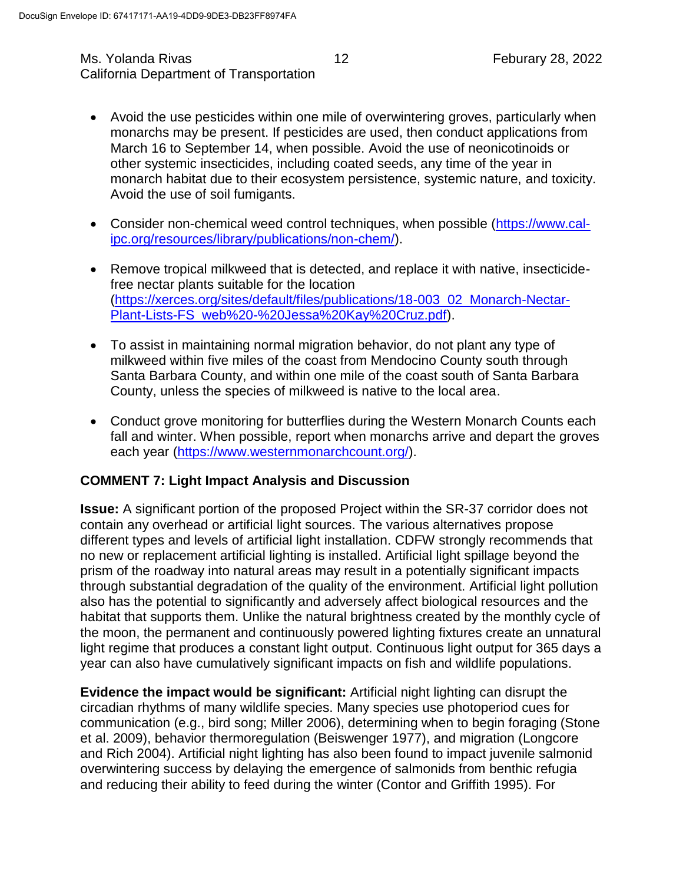- Avoid the use pesticides within one mile of overwintering groves, particularly when monarchs may be present. If pesticides are used, then conduct applications from March 16 to September 14, when possible. Avoid the use of neonicotinoids or other systemic insecticides, including coated seeds, any time of the year in monarch habitat due to their ecosystem persistence, systemic nature, and toxicity. Avoid the use of soil fumigants.

- Consider non-chemical weed control techniques, when possible (https://www.cal-ipc.org/resources/library/publications/non-chem/).

- Remove tropical milkweed that is detected, and replace it with native, insecticide-free nectar plants suitable for the location (https://xerces.org/sites/default/files/publications/18-003_02_Monarch-Nectar-Plant-Lists-FS_web%20-%20Jessa%20Kay%20Cruz.pdf).

- To assist in maintaining normal migration behavior, do not plant any type of milkweed within five miles of the coast from Mendocino County south through Santa Barbara County, and within one mile of the coast south of Santa Barbara County, unless the species of milkweed is native to the local area.

- Conduct grove monitoring for butterflies during the Western Monarch Counts each fall and winter. When possible, report when monarchs arrive and depart the groves each year (https://www.westernmonarchcount.org/).

**COMMENT 7: Light Impact Analysis and Discussion**

**Issue:** A significant portion of the proposed Project within the SR-37 corridor does not contain any overhead or artificial light sources. The various alternatives propose different types and levels of artificial light installation. CDFW strongly recommends that no new or replacement artificial lighting is installed. Artificial light spillage beyond the prism of the roadway into natural areas may result in a potentially significant impacts through substantial degradation of the quality of the environment. Artificial light pollution also has the potential to significantly and adversely affect biological resources and the habitat that supports them. Unlike the natural brightness created by the monthly cycle of the moon, the permanent and continuously powered lighting fixtures create an unnatural light regime that produces a constant light output. Continuous light output for 365 days a year can also have cumulatively significant impacts on fish and wildlife populations.

**Evidence the impact would be significant:** Artificial night lighting can disrupt the circadian rhythms of many wildlife species. Many species use photoperiod cues for communication (e.g., bird song; Miller 2006), determining when to begin foraging (Stone et al. 2009), behavior thermoregulation (Beiswenger 1977), and migration (Longcore and Rich 2004). Artificial night lighting has also been found to impact juvenile salmonid overwintering success by delaying the emergence of salmonids from benthic refugia and reducing their ability to feed during the winter (Contor and Griffith 1995). For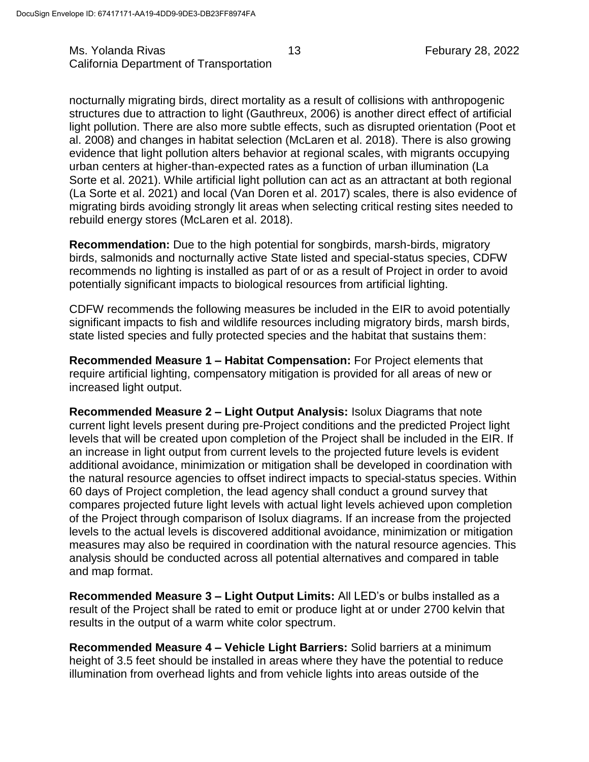nocturnally migrating birds, direct mortality as a result of collisions with anthropogenic structures due to attraction to light (Gauthreux, 2006) is another direct effect of artificial light pollution. There are also more subtle effects, such as disrupted orientation (Poot et al. 2008) and changes in habitat selection (McLaren et al. 2018). There is also growing evidence that light pollution alters behavior at regional scales, with migrants occupying urban centers at higher-than-expected rates as a function of urban illumination (La Sorte et al. 2021). While artificial light pollution can act as an attractant at both regional (La Sorte et al. 2021) and local (Van Doren et al. 2017) scales, there is also evidence of migrating birds avoiding strongly lit areas when selecting critical resting sites needed to rebuild energy stores (McLaren et al. 2018).

**Recommendation:** Due to the high potential for songbirds, marsh-birds, migratory birds, salmonids and nocturnally active State listed and special-status species, CDFW recommends no lighting is installed as part of or as a result of Project in order to avoid potentially significant impacts to biological resources from artificial lighting.

CDFW recommends the following measures be included in the EIR to avoid potentially significant impacts to fish and wildlife resources including migratory birds, marsh birds, state listed species and fully protected species and the habitat that sustains them:

**Recommended Measure 1 – Habitat Compensation:** For Project elements that require artificial lighting, compensatory mitigation is provided for all areas of new or increased light output.

**Recommended Measure 2 – Light Output Analysis:** Isolux Diagrams that note current light levels present during pre-Project conditions and the predicted Project light levels that will be created upon completion of the Project shall be included in the EIR. If an increase in light output from current levels to the projected future levels is evident additional avoidance, minimization or mitigation shall be developed in coordination with the natural resource agencies to offset indirect impacts to special-status species. Within 60 days of Project completion, the lead agency shall conduct a ground survey that compares projected future light levels with actual light levels achieved upon completion of the Project through comparison of Isolux diagrams. If an increase from the projected levels to the actual levels is discovered additional avoidance, minimization or mitigation measures may also be required in coordination with the natural resource agencies. This analysis should be conducted across all potential alternatives and compared in table and map format.

**Recommended Measure 3 – Light Output Limits:** All LED's or bulbs installed as a result of the Project shall be rated to emit or produce light at or under 2700 kelvin that results in the output of a warm white color spectrum.

**Recommended Measure 4 – Vehicle Light Barriers:** Solid barriers at a minimum height of 3.5 feet should be installed in areas where they have the potential to reduce illumination from overhead lights and from vehicle lights into areas outside of the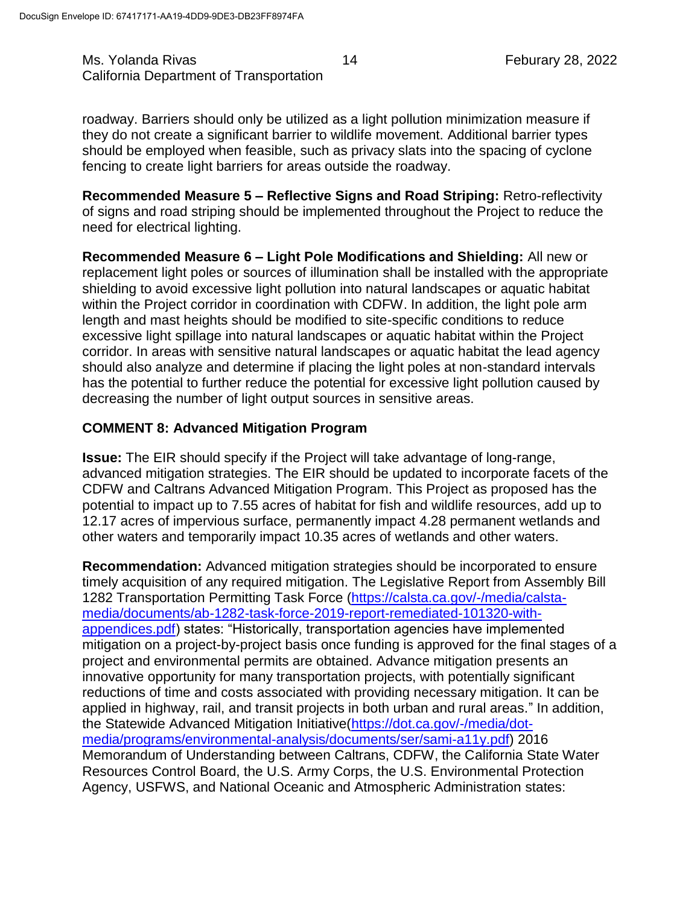roadway. Barriers should only be utilized as a light pollution minimization measure if they do not create a significant barrier to wildlife movement. Additional barrier types should be employed when feasible, such as privacy slats into the spacing of cyclone fencing to create light barriers for areas outside the roadway.

**Recommended Measure 5 – Reflective Signs and Road Striping:** Retro-reflectivity of signs and road striping should be implemented throughout the Project to reduce the need for electrical lighting.

**Recommended Measure 6 – Light Pole Modifications and Shielding:** All new or replacement light poles or sources of illumination shall be installed with the appropriate shielding to avoid excessive light pollution into natural landscapes or aquatic habitat within the Project corridor in coordination with CDFW. In addition, the light pole arm length and mast heights should be modified to site-specific conditions to reduce excessive light spillage into natural landscapes or aquatic habitat within the Project corridor. In areas with sensitive natural landscapes or aquatic habitat the lead agency should also analyze and determine if placing the light poles at non-standard intervals has the potential to further reduce the potential for excessive light pollution caused by decreasing the number of light output sources in sensitive areas.

**COMMENT 8: Advanced Mitigation Program**

**Issue:** The EIR should specify if the Project will take advantage of long-range, advanced mitigation strategies. The EIR should be updated to incorporate facets of the CDFW and Caltrans Advanced Mitigation Program. This Project as proposed has the potential to impact up to 7.55 acres of habitat for fish and wildlife resources, add up to 12.17 acres of impervious surface, permanently impact 4.28 permanent wetlands and other waters and temporarily impact 10.35 acres of wetlands and other waters.

**Recommendation:** Advanced mitigation strategies should be incorporated to ensure timely acquisition of any required mitigation. The Legislative Report from Assembly Bill 1282 Transportation Permitting Task Force (https://calsta.ca.gov/-/media/calsta-media/documents/ab-1282-task-force-2019-report-remediated-101320-with-appendices.pdf) states: "Historically, transportation agencies have implemented mitigation on a project-by-project basis once funding is approved for the final stages of a project and environmental permits are obtained. Advance mitigation presents an innovative opportunity for many transportation projects, with potentially significant reductions of time and costs associated with providing necessary mitigation. It can be applied in highway, rail, and transit projects in both urban and rural areas." In addition, the Statewide Advanced Mitigation Initiative(https://dot.ca.gov/-/media/dot-media/programs/environmental-analysis/documents/ser/sami-a11y.pdf) 2016 Memorandum of Understanding between Caltrans, CDFW, the California State Water Resources Control Board, the U.S. Army Corps, the U.S. Environmental Protection Agency, USFWS, and National Oceanic and Atmospheric Administration states: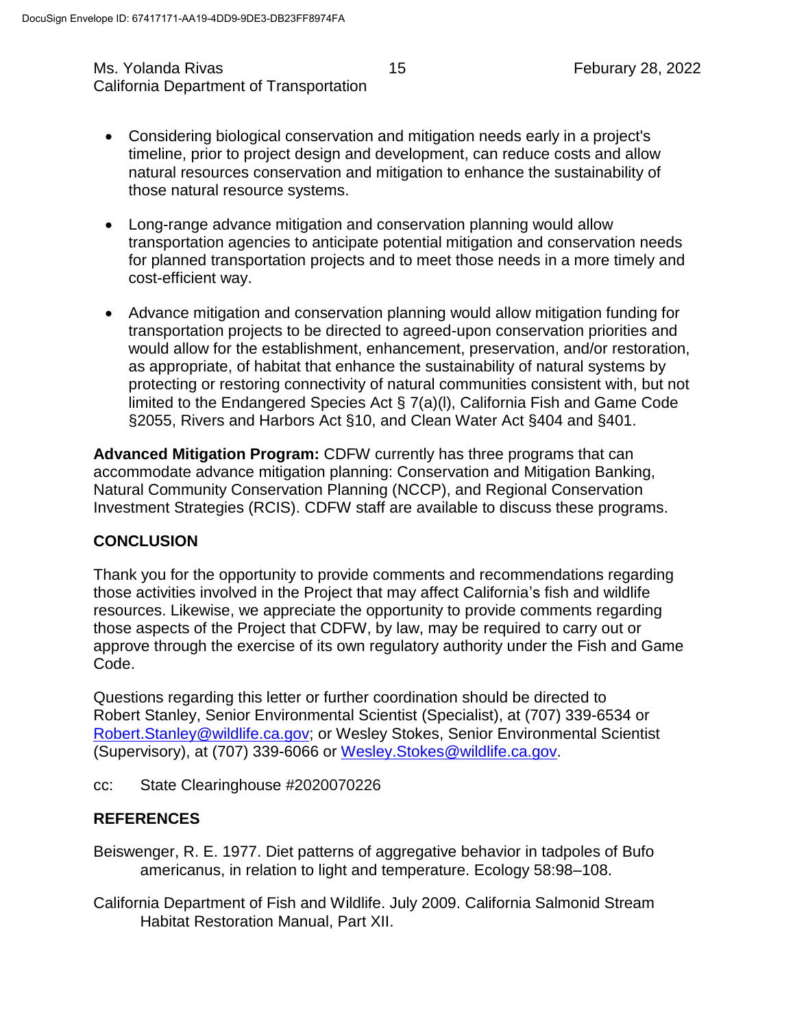- Considering biological conservation and mitigation needs early in a project's timeline, prior to project design and development, can reduce costs and allow natural resources conservation and mitigation to enhance the sustainability of those natural resource systems.

- Long-range advance mitigation and conservation planning would allow transportation agencies to anticipate potential mitigation and conservation needs for planned transportation projects and to meet those needs in a more timely and cost-efficient way.

- Advance mitigation and conservation planning would allow mitigation funding for transportation projects to be directed to agreed-upon conservation priorities and would allow for the establishment, enhancement, preservation, and/or restoration, as appropriate, of habitat that enhance the sustainability of natural systems by protecting or restoring connectivity of natural communities consistent with, but not limited to the Endangered Species Act § 7(a)(l), California Fish and Game Code §2055, Rivers and Harbors Act §10, and Clean Water Act §404 and §401.

**Advanced Mitigation Program:** CDFW currently has three programs that can accommodate advance mitigation planning: Conservation and Mitigation Banking, Natural Community Conservation Planning (NCCP), and Regional Conservation Investment Strategies (RCIS). CDFW staff are available to discuss these programs.

## CONCLUSION

Thank you for the opportunity to provide comments and recommendations regarding those activities involved in the Project that may affect California's fish and wildlife resources. Likewise, we appreciate the opportunity to provide comments regarding those aspects of the Project that CDFW, by law, may be required to carry out or approve through the exercise of its own regulatory authority under the Fish and Game Code.

Questions regarding this letter or further coordination should be directed to Robert Stanley, Senior Environmental Scientist (Specialist), at (707) 339-6534 or Robert.Stanley@wildlife.ca.gov; or Wesley Stokes, Senior Environmental Scientist (Supervisory), at (707) 339-6066 or Wesley.Stokes@wildlife.ca.gov.

cc: State Clearinghouse #2020070226

## REFERENCES

Beiswenger, R. E. 1977. Diet patterns of aggregative behavior in tadpoles of Bufo americanus, in relation to light and temperature. Ecology 58:98–108.

California Department of Fish and Wildlife. July 2009. California Salmonid Stream Habitat Restoration Manual, Part XII.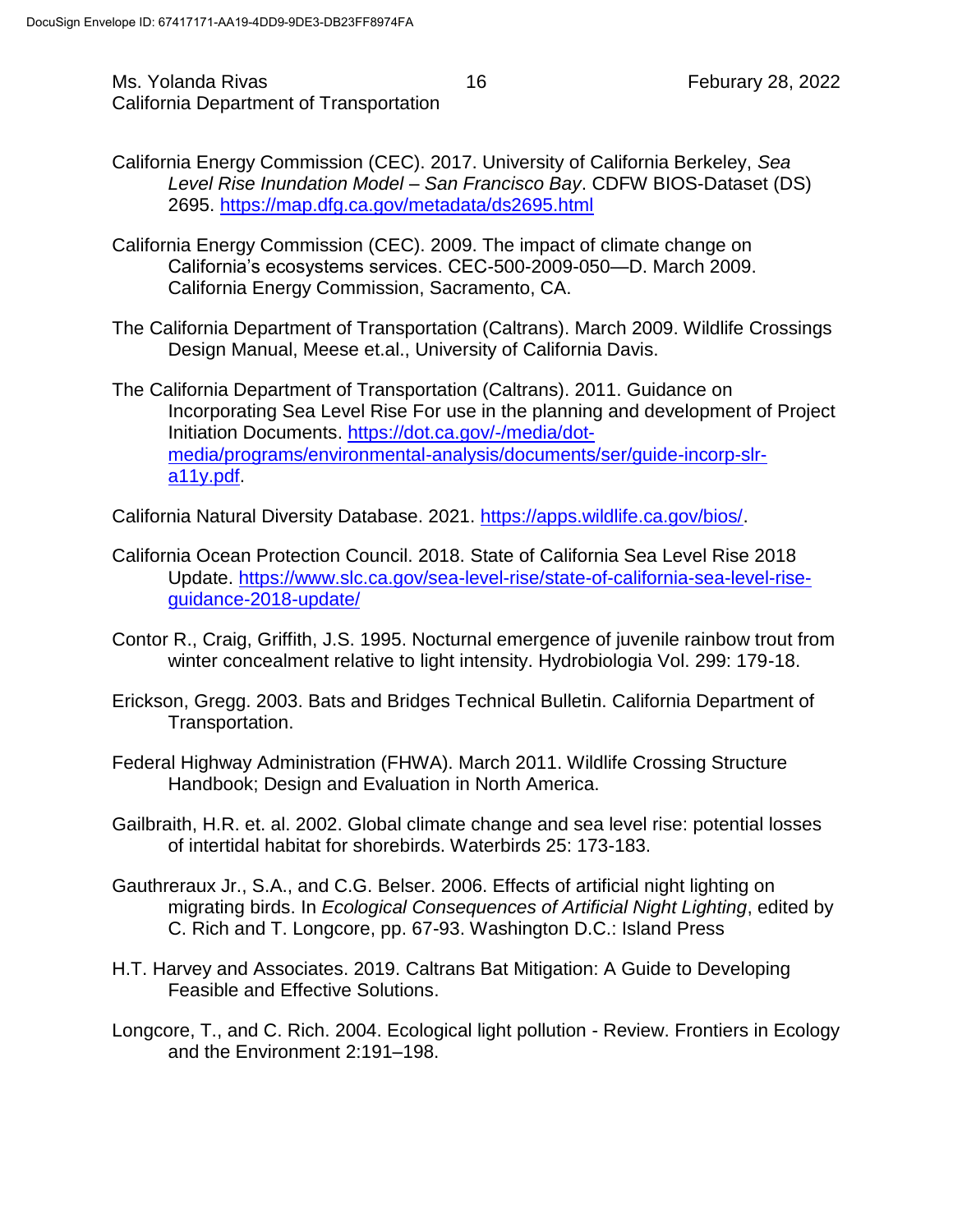California Energy Commission (CEC). 2017. University of California Berkeley, *Sea Level Rise Inundation Model – San Francisco Bay*. CDFW BIOS-Dataset (DS) 2695. https://map.dfg.ca.gov/metadata/ds2695.html

California Energy Commission (CEC). 2009. The impact of climate change on California's ecosystems services. CEC-500-2009-050—D. March 2009. California Energy Commission, Sacramento, CA.

The California Department of Transportation (Caltrans). March 2009. Wildlife Crossings Design Manual, Meese et.al., University of California Davis.

The California Department of Transportation (Caltrans). 2011. Guidance on Incorporating Sea Level Rise For use in the planning and development of Project Initiation Documents. https://dot.ca.gov/-/media/dot-media/programs/environmental-analysis/documents/ser/guide-incorp-slr-a11y.pdf.

California Natural Diversity Database. 2021. https://apps.wildlife.ca.gov/bios/.

California Ocean Protection Council. 2018. State of California Sea Level Rise 2018 Update. https://www.slc.ca.gov/sea-level-rise/state-of-california-sea-level-rise-guidance-2018-update/

Contor R., Craig, Griffith, J.S. 1995. Nocturnal emergence of juvenile rainbow trout from winter concealment relative to light intensity. Hydrobiologia Vol. 299: 179-18.

Erickson, Gregg. 2003. Bats and Bridges Technical Bulletin. California Department of Transportation.

Federal Highway Administration (FHWA). March 2011. Wildlife Crossing Structure Handbook; Design and Evaluation in North America.

Gailbraith, H.R. et. al. 2002. Global climate change and sea level rise: potential losses of intertidal habitat for shorebirds. Waterbirds 25: 173-183.

Gauthreraux Jr., S.A., and C.G. Belser. 2006. Effects of artificial night lighting on migrating birds. In *Ecological Consequences of Artificial Night Lighting*, edited by C. Rich and T. Longcore, pp. 67-93. Washington D.C.: Island Press

H.T. Harvey and Associates. 2019. Caltrans Bat Mitigation: A Guide to Developing Feasible and Effective Solutions.

Longcore, T., and C. Rich. 2004. Ecological light pollution - Review. Frontiers in Ecology and the Environment 2:191–198.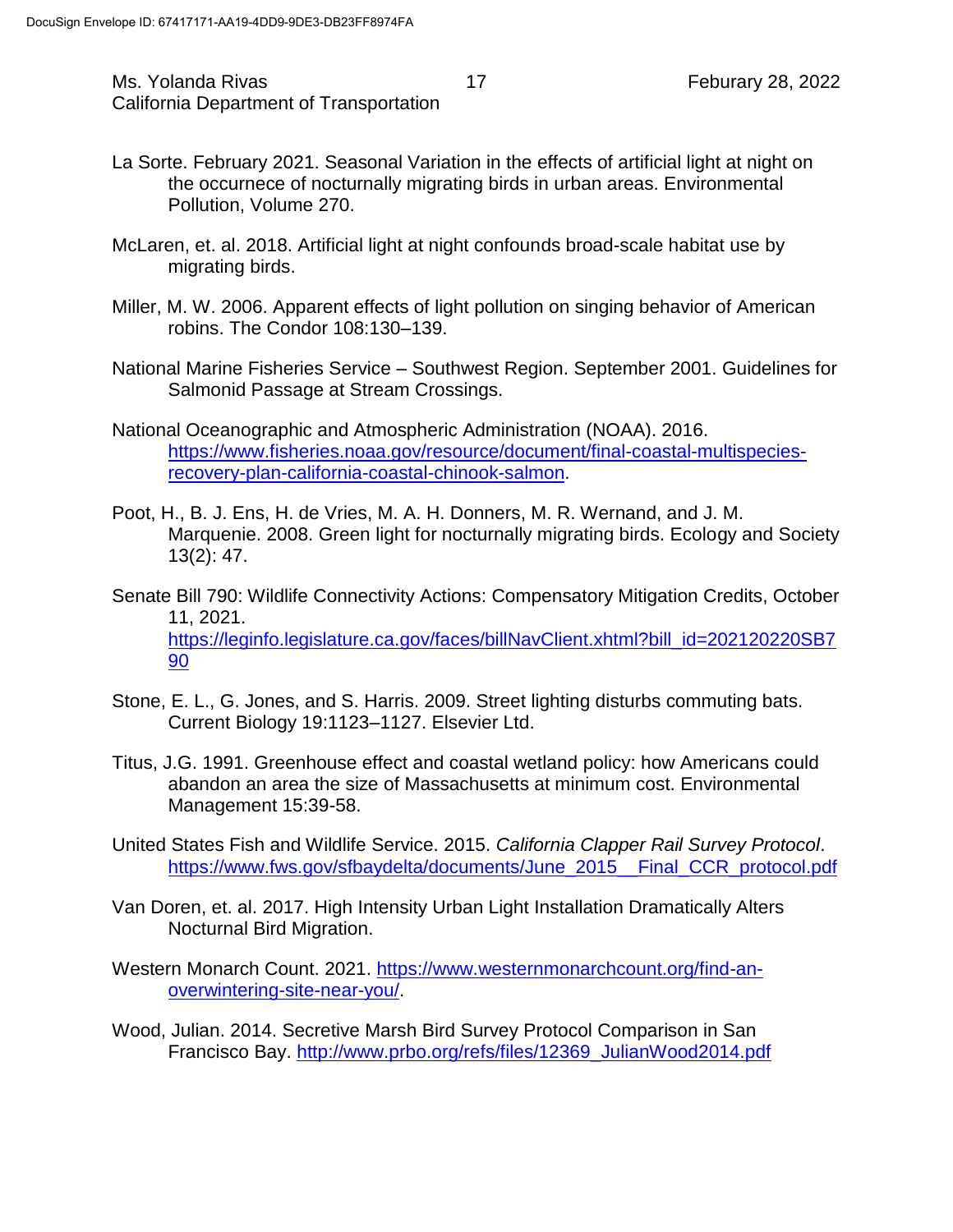La Sorte. February 2021. Seasonal Variation in the effects of artificial light at night on the occurnece of nocturnally migrating birds in urban areas. Environmental Pollution, Volume 270.

McLaren, et. al. 2018. Artificial light at night confounds broad-scale habitat use by migrating birds.

Miller, M. W. 2006. Apparent effects of light pollution on singing behavior of American robins. The Condor 108:130–139.

National Marine Fisheries Service – Southwest Region. September 2001. Guidelines for Salmonid Passage at Stream Crossings.

National Oceanographic and Atmospheric Administration (NOAA). 2016. https://www.fisheries.noaa.gov/resource/document/final-coastal-multispecies-recovery-plan-california-coastal-chinook-salmon.

Poot, H., B. J. Ens, H. de Vries, M. A. H. Donners, M. R. Wernand, and J. M. Marquenie. 2008. Green light for nocturnally migrating birds. Ecology and Society 13(2): 47.

Senate Bill 790: Wildlife Connectivity Actions: Compensatory Mitigation Credits, October 11, 2021. https://leginfo.legislature.ca.gov/faces/billNavClient.xhtml?bill_id=202120220SB790

Stone, E. L., G. Jones, and S. Harris. 2009. Street lighting disturbs commuting bats. Current Biology 19:1123–1127. Elsevier Ltd.

Titus, J.G. 1991. Greenhouse effect and coastal wetland policy: how Americans could abandon an area the size of Massachusetts at minimum cost. Environmental Management 15:39-58.

United States Fish and Wildlife Service. 2015. *California Clapper Rail Survey Protocol*. https://www.fws.gov/sfbaydelta/documents/June_2015__Final_CCR_protocol.pdf

Van Doren, et. al. 2017. High Intensity Urban Light Installation Dramatically Alters Nocturnal Bird Migration.

Western Monarch Count. 2021. https://www.westernmonarchcount.org/find-an-overwintering-site-near-you/.

Wood, Julian. 2014. Secretive Marsh Bird Survey Protocol Comparison in San Francisco Bay. http://www.prbo.org/refs/files/12369_JulianWood2014.pdf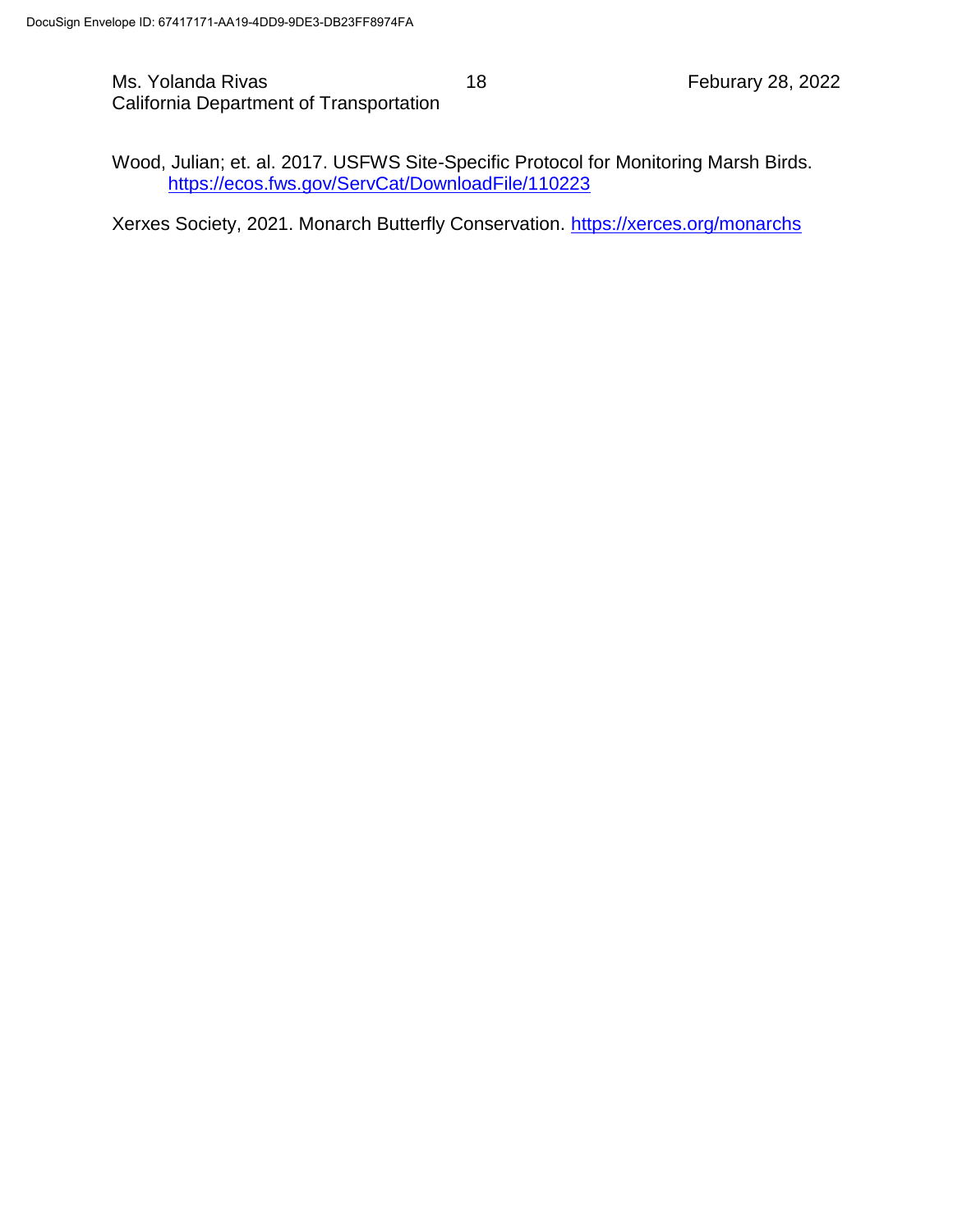Wood, Julian; et. al. 2017. USFWS Site-Specific Protocol for Monitoring Marsh Birds. https://ecos.fws.gov/ServCat/DownloadFile/110223

Xerxes Society, 2021. Monarch Butterfly Conservation. https://xerces.org/monarchs